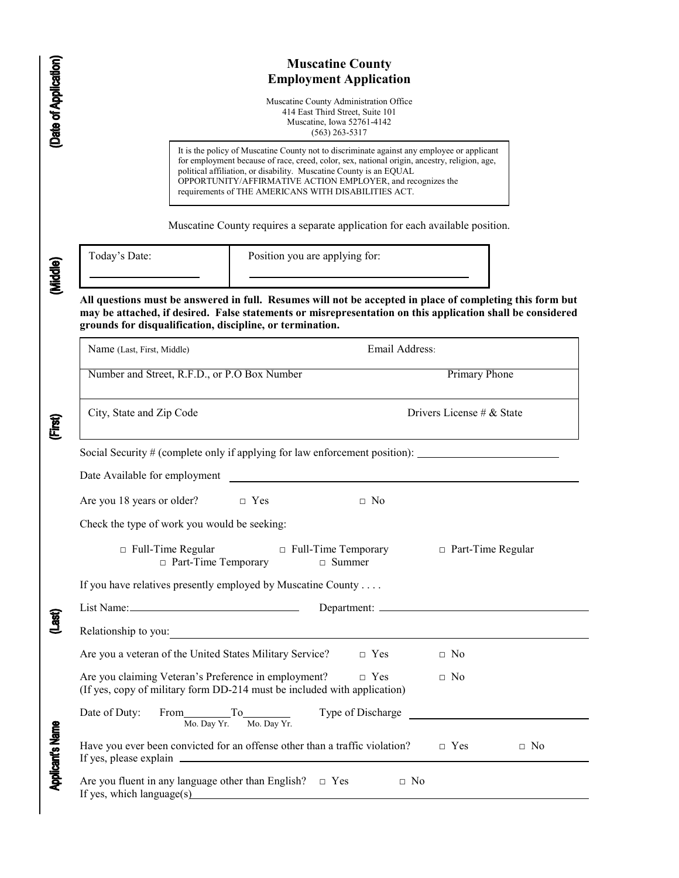# Muscatine County
# Employment Application

Muscatine County Administration Office
414 East Third Street, Suite 101
Muscatine, Iowa 52761-4142
(563) 263-5317

It is the policy of Muscatine County not to discriminate against any employee or applicant for employment because of race, creed, color, sex, national origin, ancestry, religion, age, political affiliation, or disability. Muscatine County is an EQUAL OPPORTUNITY/AFFIRMATIVE ACTION EMPLOYER, and recognizes the requirements of THE AMERICANS WITH DISABILITIES ACT.

Muscatine County requires a separate application for each available position.

| Today's Date: | Position you are applying for: |
|---|---|
| ________________ | ______________________________ |

**All questions must be answered in full. Resumes will not be accepted in place of completing this form but may be attached, if desired. False statements or misrepresentation on this application shall be considered grounds for disqualification, discipline, or termination.**

| | |
|---|---|
| Name (Last, First, Middle) | Email Address: |
| Number and Street, R.F.D., or P.O Box Number | Primary Phone |
| City, State and Zip Code | Drivers License # & State |

Social Security # (complete only if applying for law enforcement position): ____________________

Date Available for employment ______________________________

Are you 18 years or older? □ Yes □ No

Check the type of work you would be seeking:

□ Full-Time Regular □ Full-Time Temporary □ Part-Time Regular □ Part-Time Temporary □ Summer

If you have relatives presently employed by Muscatine County . . . .

List Name: ______________________ Department: ______________________

Relationship to you: ______________________________

Are you a veteran of the United States Military Service? □ Yes □ No

Are you claiming Veteran's Preference in employment? □ Yes □ No
(If yes, copy of military form DD-214 must be included with application)

Date of Duty: From________ To________ Type of Discharge ______________________
(Mo. Day Yr.) (Mo. Day Yr.)

Have you ever been convicted for an offense other than a traffic violation? □ Yes □ No
If yes, please explain ______________________________

Are you fluent in any language other than English? □ Yes □ No
If yes, which language(s) ______________________________

Applicant's Name (Last) (First) (Middle) (Date of Application)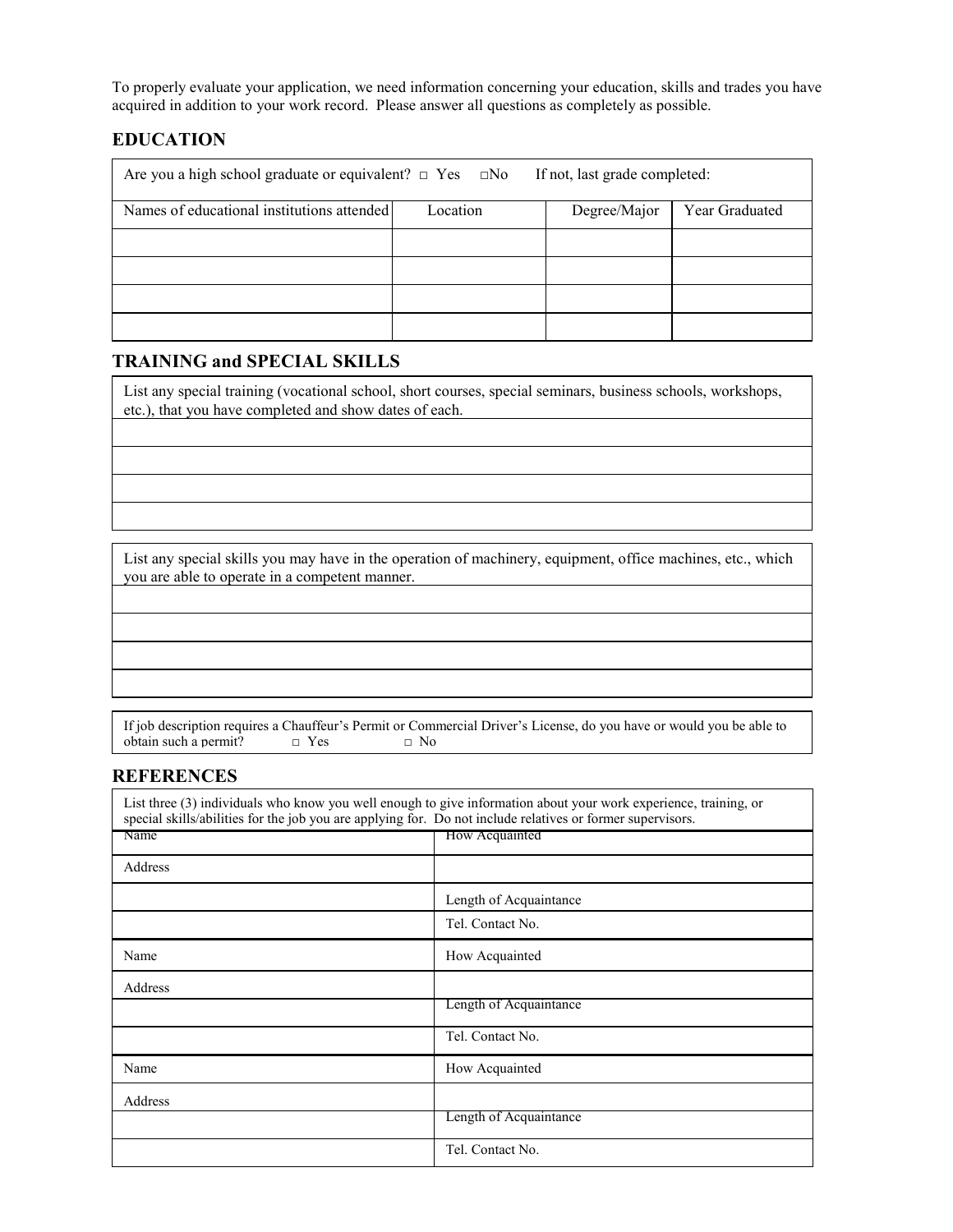To properly evaluate your application, we need information concerning your education, skills and trades you have acquired in addition to your work record. Please answer all questions as completely as possible.

## EDUCATION

Are you a high school graduate or equivalent? □ Yes □No If not, last grade completed:

| Names of educational institutions attended | Location | Degree/Major | Year Graduated |
|---|---|---|---|
| | | | |
| | | | |
| | | | |
| | | | |

## TRAINING and SPECIAL SKILLS

List any special training (vocational school, short courses, special seminars, business schools, workshops, etc.), that you have completed and show dates of each.

| |
|---|
| |
| |
| |
| |

List any special skills you may have in the operation of machinery, equipment, office machines, etc., which you are able to operate in a competent manner.

| |
|---|
| |
| |
| |
| |

If job description requires a Chauffeur's Permit or Commercial Driver's License, do you have or would you be able to obtain such a permit? □ Yes □ No

## REFERENCES

List three (3) individuals who know you well enough to give information about your work experience, training, or special skills/abilities for the job you are applying for. Do not include relatives or former supervisors.

| | |
|---|---|
| Name | How Acquainted |
| Address | |
| | Length of Acquaintance |
| | Tel. Contact No. |
| Name | How Acquainted |
| Address | |
| | Length of Acquaintance |
| | Tel. Contact No. |
| Name | How Acquainted |
| Address | |
| | Length of Acquaintance |
| | Tel. Contact No. |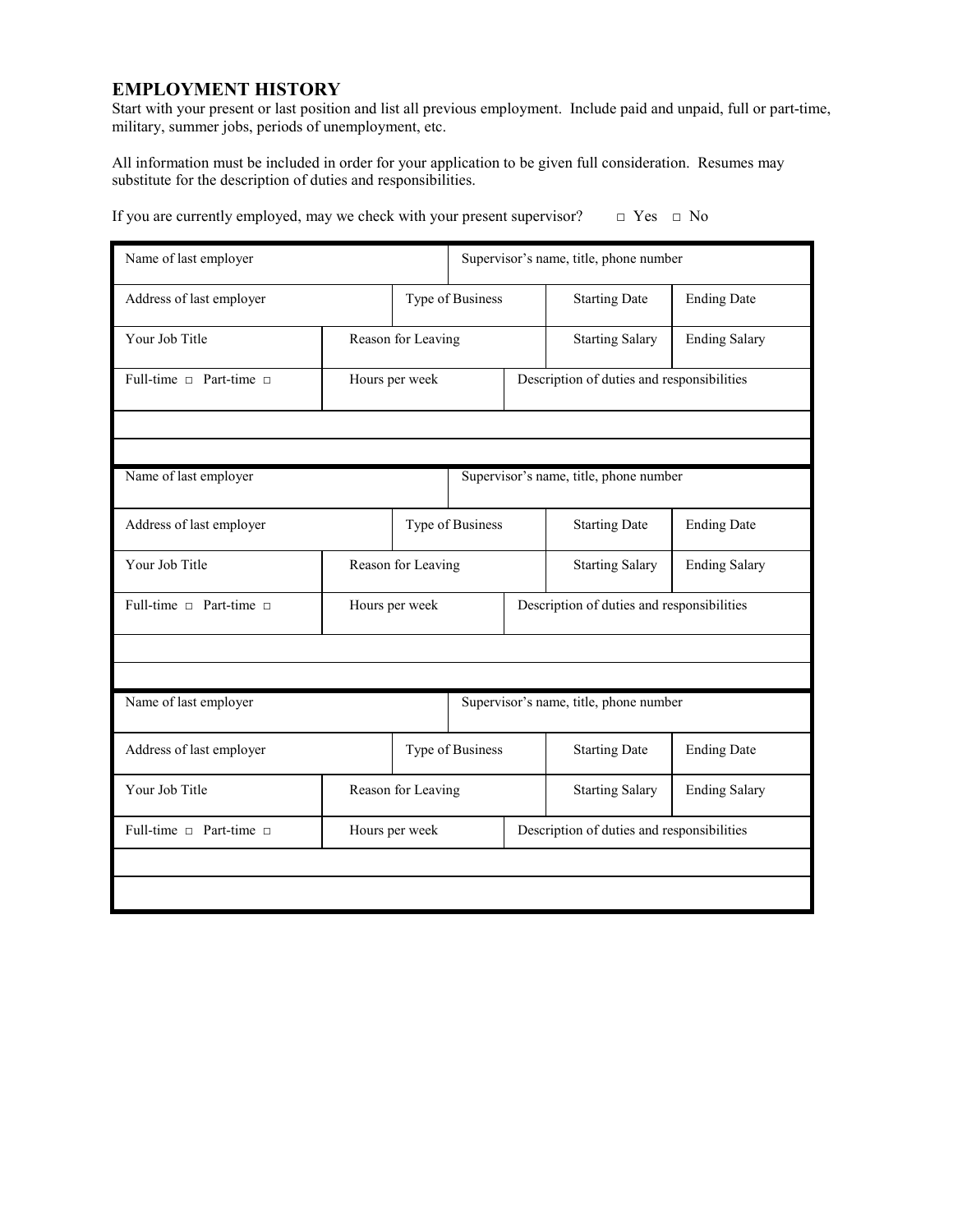## EMPLOYMENT HISTORY

Start with your present or last position and list all previous employment. Include paid and unpaid, full or part-time, military, summer jobs, periods of unemployment, etc.

All information must be included in order for your application to be given full consideration. Resumes may substitute for the description of duties and responsibilities.

If you are currently employed, may we check with your present supervisor? □ Yes □ No

| Name of last employer | | Supervisor's name, title, phone number | |
|---|---|---|---|
| Address of last employer | Type of Business | Starting Date | Ending Date |
| Your Job Title | Reason for Leaving | Starting Salary | Ending Salary |
| Full-time □ Part-time □ | Hours per week | Description of duties and responsibilities | |
| | | | |
| | | | |

| Name of last employer | | Supervisor's name, title, phone number | |
|---|---|---|---|
| Address of last employer | Type of Business | Starting Date | Ending Date |
| Your Job Title | Reason for Leaving | Starting Salary | Ending Salary |
| Full-time □ Part-time □ | Hours per week | Description of duties and responsibilities | |
| | | | |
| | | | |

| Name of last employer | | Supervisor's name, title, phone number | |
|---|---|---|---|
| Address of last employer | Type of Business | Starting Date | Ending Date |
| Your Job Title | Reason for Leaving | Starting Salary | Ending Salary |
| Full-time □ Part-time □ | Hours per week | Description of duties and responsibilities | |
| | | | |
| | | | |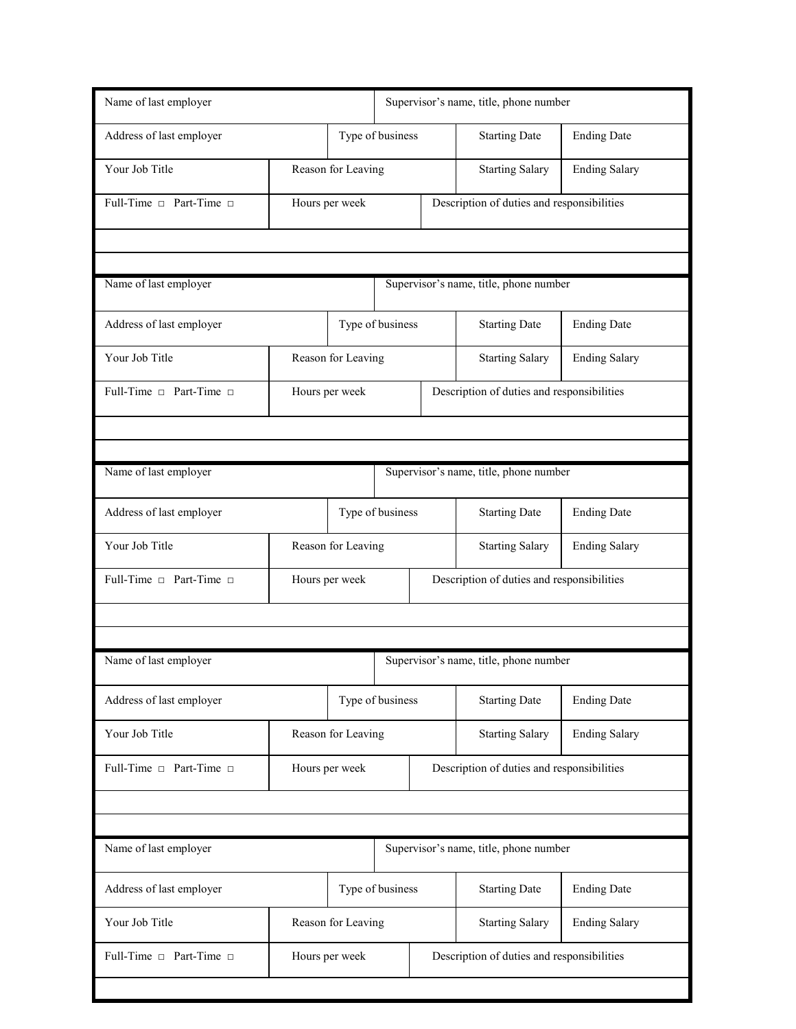| Name of last employer | | Supervisor's name, title, phone number | |
|---|---|---|---|
| Address of last employer | Type of business | Starting Date | Ending Date |
| Your Job Title | Reason for Leaving | Starting Salary | Ending Salary |
| Full-Time □ Part-Time □ | Hours per week | Description of duties and responsibilities | |
| | | | |
| | | | |

| Name of last employer | | Supervisor's name, title, phone number | |
|---|---|---|---|
| Address of last employer | Type of business | Starting Date | Ending Date |
| Your Job Title | Reason for Leaving | Starting Salary | Ending Salary |
| Full-Time □ Part-Time □ | Hours per week | Description of duties and responsibilities | |
| | | | |
| | | | |

| Name of last employer | | Supervisor's name, title, phone number | |
|---|---|---|---|
| Address of last employer | Type of business | Starting Date | Ending Date |
| Your Job Title | Reason for Leaving | Starting Salary | Ending Salary |
| Full-Time □ Part-Time □ | Hours per week | Description of duties and responsibilities | |
| | | | |
| | | | |

| Name of last employer | | Supervisor's name, title, phone number | |
|---|---|---|---|
| Address of last employer | Type of business | Starting Date | Ending Date |
| Your Job Title | Reason for Leaving | Starting Salary | Ending Salary |
| Full-Time □ Part-Time □ | Hours per week | Description of duties and responsibilities | |
| | | | |
| | | | |

| Name of last employer | | Supervisor's name, title, phone number | |
|---|---|---|---|
| Address of last employer | Type of business | Starting Date | Ending Date |
| Your Job Title | Reason for Leaving | Starting Salary | Ending Salary |
| Full-Time □ Part-Time □ | Hours per week | Description of duties and responsibilities | |
| | | | |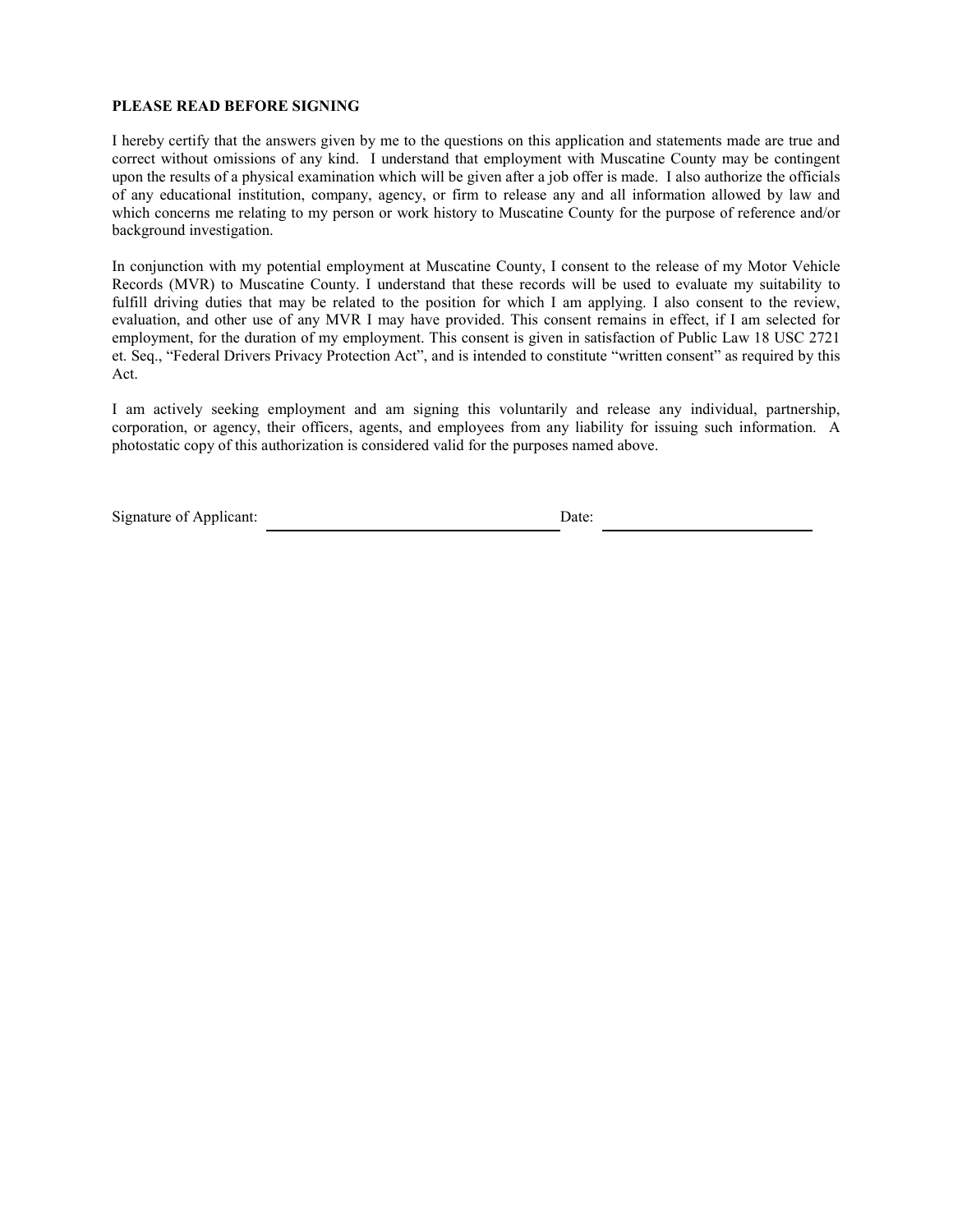**PLEASE READ BEFORE SIGNING**

I hereby certify that the answers given by me to the questions on this application and statements made are true and correct without omissions of any kind. I understand that employment with Muscatine County may be contingent upon the results of a physical examination which will be given after a job offer is made. I also authorize the officials of any educational institution, company, agency, or firm to release any and all information allowed by law and which concerns me relating to my person or work history to Muscatine County for the purpose of reference and/or background investigation.

In conjunction with my potential employment at Muscatine County, I consent to the release of my Motor Vehicle Records (MVR) to Muscatine County. I understand that these records will be used to evaluate my suitability to fulfill driving duties that may be related to the position for which I am applying. I also consent to the review, evaluation, and other use of any MVR I may have provided. This consent remains in effect, if I am selected for employment, for the duration of my employment. This consent is given in satisfaction of Public Law 18 USC 2721 et. Seq., "Federal Drivers Privacy Protection Act", and is intended to constitute "written consent" as required by this Act.

I am actively seeking employment and am signing this voluntarily and release any individual, partnership, corporation, or agency, their officers, agents, and employees from any liability for issuing such information. A photostatic copy of this authorization is considered valid for the purposes named above.

Signature of Applicant: ______________________________ Date: ______________________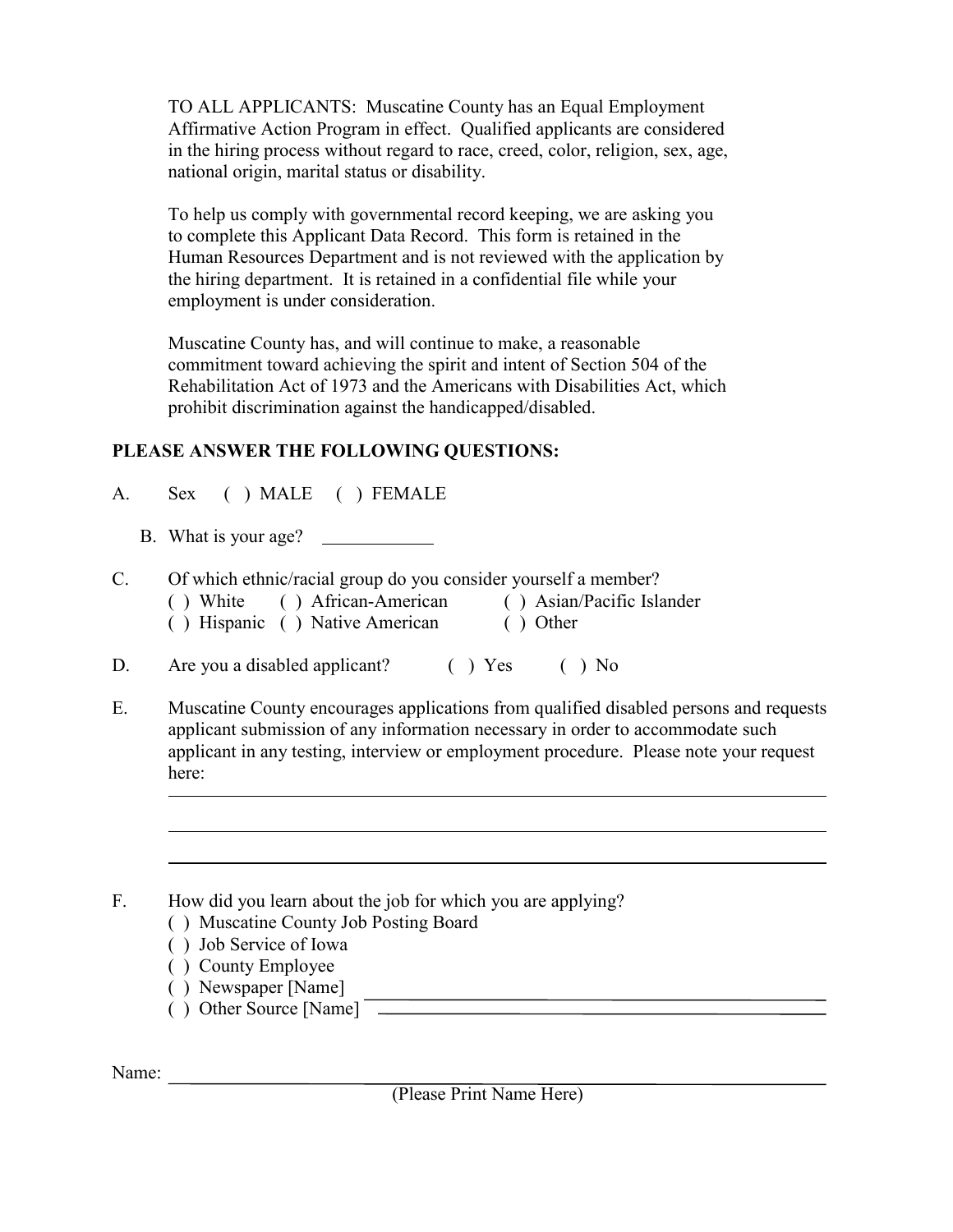TO ALL APPLICANTS: Muscatine County has an Equal Employment Affirmative Action Program in effect. Qualified applicants are considered in the hiring process without regard to race, creed, color, religion, sex, age, national origin, marital status or disability.

To help us comply with governmental record keeping, we are asking you to complete this Applicant Data Record. This form is retained in the Human Resources Department and is not reviewed with the application by the hiring department. It is retained in a confidential file while your employment is under consideration.

Muscatine County has, and will continue to make, a reasonable commitment toward achieving the spirit and intent of Section 504 of the Rehabilitation Act of 1973 and the Americans with Disabilities Act, which prohibit discrimination against the handicapped/disabled.

**PLEASE ANSWER THE FOLLOWING QUESTIONS:**

A. Sex ( ) MALE ( ) FEMALE

B. What is your age? ____________

C. Of which ethnic/racial group do you consider yourself a member?
( ) White ( ) African-American ( ) Asian/Pacific Islander
( ) Hispanic ( ) Native American ( ) Other

D. Are you a disabled applicant? ( ) Yes ( ) No

E. Muscatine County encourages applications from qualified disabled persons and requests applicant submission of any information necessary in order to accommodate such applicant in any testing, interview or employment procedure. Please note your request here:

______________________________________________________________________

______________________________________________________________________

______________________________________________________________________

F. How did you learn about the job for which you are applying?
( ) Muscatine County Job Posting Board
( ) Job Service of Iowa
( ) County Employee
( ) Newspaper [Name] ________________________________________
( ) Other Source [Name] ______________________________________

Name: ______________________________________________________________
(Please Print Name Here)